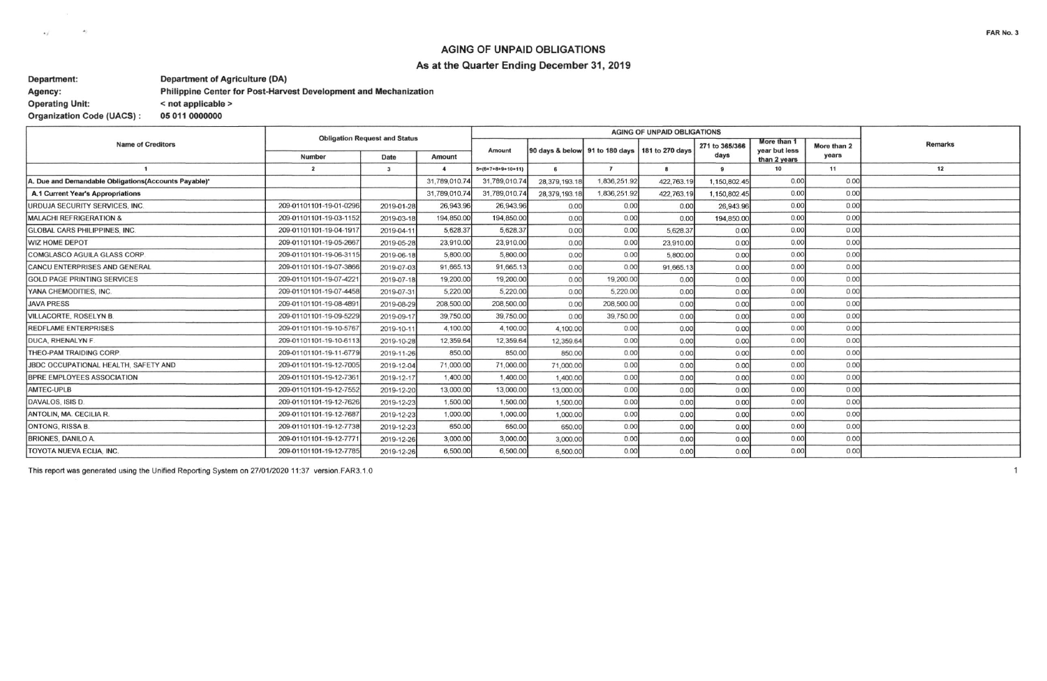FAR No. 3

# AGING OF UNPAID OBLIGATIONS

## As at the Quarter Ending December 31, 2019

**Department:** Department of Agriculture (DA)
**Agency:** Philippine Center for Post-Harvest Development and Mechanization
**Operating Unit:** < not applicable >
**Organization Code (UACS) :** 05 011 0000000

| Name of Creditors | Obligation Request and Status | | | AGING OF UNPAID OBLIGATIONS | | | | | | | Remarks |
|---|---|---|---|---|---|---|---|---|---|---|---|
| | Number | Date | Amount | Amount | 90 days & below | 91 to 180 days | 181 to 270 days | 271 to 365/366 days | More than 1 year but less than 2 years | More than 2 years | |
| 1 | 2 | 3 | 4 | 5=(6+7+8+9+10+11) | 6 | 7 | 8 | 9 | 10 | 11 | 12 |
| A. Due and Demandable Obligations(Accounts Payable)* | | | 31,789,010.74 | 31,789,010.74 | 28,379,193.18 | 1,836,251.92 | 422,763.19 | 1,150,802.45 | 0.00 | 0.00 | |
| A.1 Current Year's Appropriations | | | 31,789,010.74 | 31,789,010.74 | 28,379,193.18 | 1,836,251.92 | 422,763.19 | 1,150,802.45 | 0.00 | 0.00 | |
| URDUJA SECURITY SERVICES, INC. | 209-01101101-19-01-0296 | 2019-01-28 | 26,943.96 | 26,943.96 | 0.00 | 0.00 | 0.00 | 26,943.96 | 0.00 | 0.00 | |
| MALACHI REFRIGERATION & | 209-01101101-19-03-1152 | 2019-03-18 | 194,850.00 | 194,850.00 | 0.00 | 0.00 | 0.00 | 194,850.00 | 0.00 | 0.00 | |
| GLOBAL CARS PHILIPPINES, INC. | 209-01101101-19-04-1917 | 2019-04-11 | 5,628.37 | 5,628.37 | 0.00 | 0.00 | 5,628.37 | 0.00 | 0.00 | 0.00 | |
| WIZ HOME DEPOT | 209-01101101-19-05-2667 | 2019-05-28 | 23,910.00 | 23,910.00 | 0.00 | 0.00 | 23,910.00 | 0.00 | 0.00 | 0.00 | |
| COMGLASCO AGUILA GLASS CORP. | 209-01101101-19-06-3115 | 2019-06-18 | 5,800.00 | 5,800.00 | 0.00 | 0.00 | 5,800.00 | 0.00 | 0.00 | 0.00 | |
| CANCU ENTERPRISES AND GENERAL | 209-01101101-19-07-3866 | 2019-07-03 | 91,665.13 | 91,665.13 | 0.00 | 0.00 | 91,665.13 | 0.00 | 0.00 | 0.00 | |
| GOLD PAGE PRINTING SERVICES | 209-01101101-19-07-4221 | 2019-07-18 | 19,200.00 | 19,200.00 | 0.00 | 19,200.00 | 0.00 | 0.00 | 0.00 | 0.00 | |
| YANA CHEMODITIES, INC. | 209-01101101-19-07-4458 | 2019-07-31 | 5,220.00 | 5,220.00 | 0.00 | 5,220.00 | 0.00 | 0.00 | 0.00 | 0.00 | |
| JAVA PRESS | 209-01101101-19-08-4891 | 2019-08-29 | 208,500.00 | 208,500.00 | 0.00 | 208,500.00 | 0.00 | 0.00 | 0.00 | 0.00 | |
| VILLACORTE, ROSELYN B. | 209-01101101-19-09-5229 | 2019-09-17 | 39,750.00 | 39,750.00 | 0.00 | 39,750.00 | 0.00 | 0.00 | 0.00 | 0.00 | |
| REDFLAME ENTERPRISES | 209-01101101-19-10-5767 | 2019-10-11 | 4,100.00 | 4,100.00 | 4,100.00 | 0.00 | 0.00 | 0.00 | 0.00 | 0.00 | |
| DUCA, RHENALYN F. | 209-01101101-19-10-6113 | 2019-10-28 | 12,359.64 | 12,359.64 | 12,359.64 | 0.00 | 0.00 | 0.00 | 0.00 | 0.00 | |
| THEO-PAM TRAIDING CORP. | 209-01101101-19-11-6779 | 2019-11-26 | 850.00 | 850.00 | 850.00 | 0.00 | 0.00 | 0.00 | 0.00 | 0.00 | |
| JBDC OCCUPATIONAL HEALTH, SAFETY AND | 209-01101101-19-12-7005 | 2019-12-04 | 71,000.00 | 71,000.00 | 71,000.00 | 0.00 | 0.00 | 0.00 | 0.00 | 0.00 | |
| BPRE EMPLOYEES ASSOCIATION | 209-01101101-19-12-7361 | 2019-12-17 | 1,400.00 | 1,400.00 | 1,400.00 | 0.00 | 0.00 | 0.00 | 0.00 | 0.00 | |
| AMTEC-UPLB | 209-01101101-19-12-7552 | 2019-12-20 | 13,000.00 | 13,000.00 | 13,000.00 | 0.00 | 0.00 | 0.00 | 0.00 | 0.00 | |
| DAVALOS, ISIS D. | 209-01101101-19-12-7626 | 2019-12-23 | 1,500.00 | 1,500.00 | 1,500.00 | 0.00 | 0.00 | 0.00 | 0.00 | 0.00 | |
| ANTOLIN, MA. CECILIA R. | 209-01101101-19-12-7687 | 2019-12-23 | 1,000.00 | 1,000.00 | 1,000.00 | 0.00 | 0.00 | 0.00 | 0.00 | 0.00 | |
| ONTONG, RISSA B. | 209-01101101-19-12-7738 | 2019-12-23 | 650.00 | 650.00 | 650.00 | 0.00 | 0.00 | 0.00 | 0.00 | 0.00 | |
| BRIONES, DANILO A. | 209-01101101-19-12-7771 | 2019-12-26 | 3,000.00 | 3,000.00 | 3,000.00 | 0.00 | 0.00 | 0.00 | 0.00 | 0.00 | |
| TOYOTA NUEVA ECIJA, INC. | 209-01101101-19-12-7785 | 2019-12-26 | 6,500.00 | 6,500.00 | 6,500.00 | 0.00 | 0.00 | 0.00 | 0.00 | 0.00 | |

This report was generated using the Unified Reporting System on 27/01/2020 11:37 version.FAR3.1.0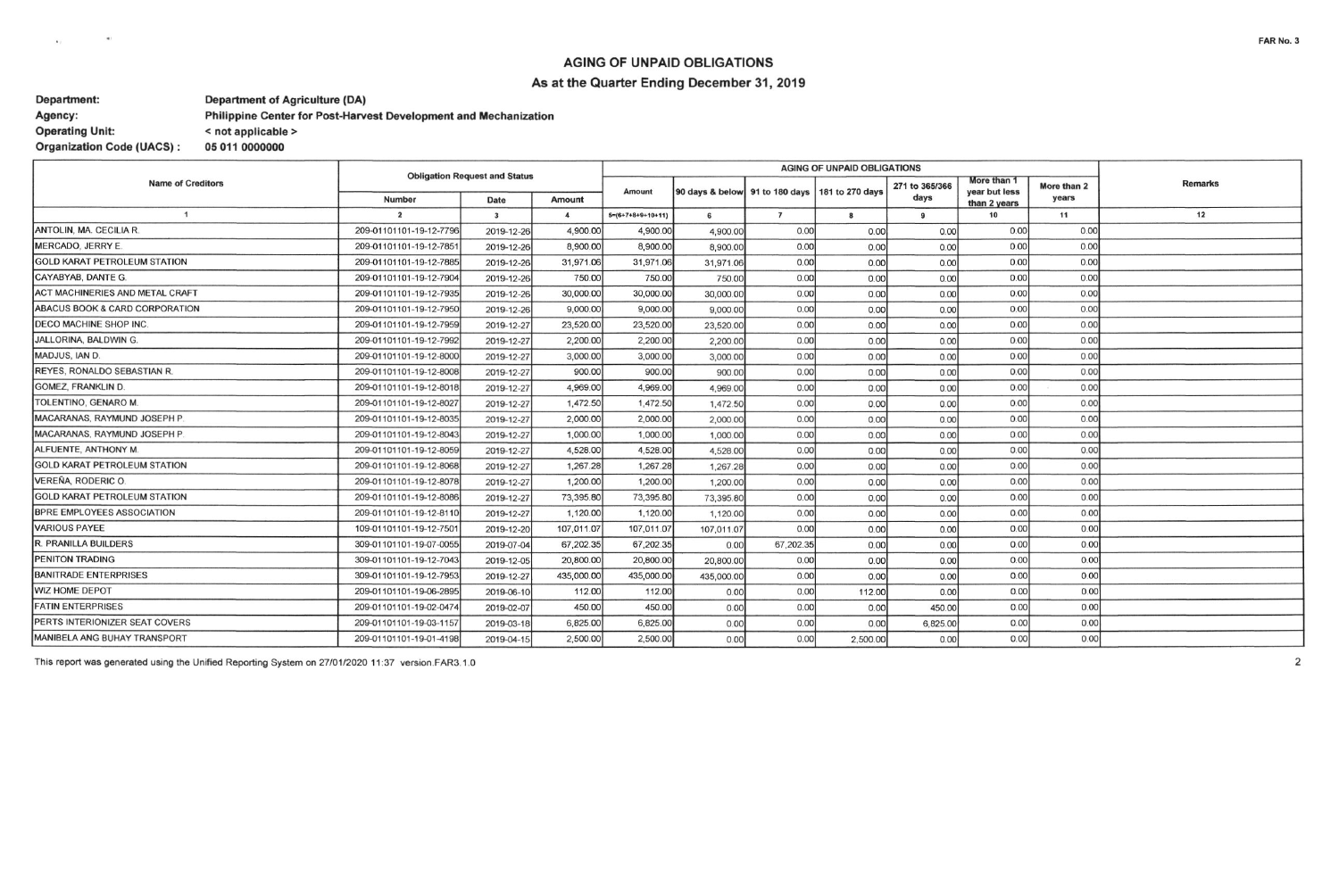# AGING OF UNPAID OBLIGATIONS

## As at the Quarter Ending December 31, 2019

**Department:** Department of Agriculture (DA)
**Agency:** Philippine Center for Post-Harvest Development and Mechanization
**Operating Unit:** < not applicable >
**Organization Code (UACS) :** 05 011 0000000

| Name of Creditors | Obligation Request and Status | | | AGING OF UNPAID OBLIGATIONS | | | | | | | Remarks |
|---|---|---|---|---|---|---|---|---|---|---|---|
| | Number | Date | Amount | Amount | 90 days & below | 91 to 180 days | 181 to 270 days | 271 to 365/366 days | More than 1 year but less than 2 years | More than 2 years | |
| 1 | 2 | 3 | 4 | 5=(6+7+8+9+10+11) | 6 | 7 | 8 | 9 | 10 | 11 | 12 |
| ANTOLIN, MA. CECILIA R. | 209-01101101-19-12-7796 | 2019-12-26 | 4,900.00 | 4,900.00 | 4,900.00 | 0.00 | 0.00 | 0.00 | 0.00 | 0.00 | |
| MERCADO, JERRY E. | 209-01101101-19-12-7851 | 2019-12-26 | 8,900.00 | 8,900.00 | 8,900.00 | 0.00 | 0.00 | 0.00 | 0.00 | 0.00 | |
| GOLD KARAT PETROLEUM STATION | 209-01101101-19-12-7885 | 2019-12-26 | 31,971.06 | 31,971.06 | 31,971.06 | 0.00 | 0.00 | 0.00 | 0.00 | 0.00 | |
| CAYABYAB, DANTE G. | 209-01101101-19-12-7904 | 2019-12-26 | 750.00 | 750.00 | 750.00 | 0.00 | 0.00 | 0.00 | 0.00 | 0.00 | |
| ACT MACHINERIES AND METAL CRAFT | 209-01101101-19-12-7935 | 2019-12-26 | 30,000.00 | 30,000.00 | 30,000.00 | 0.00 | 0.00 | 0.00 | 0.00 | 0.00 | |
| ABACUS BOOK & CARD CORPORATION | 209-01101101-19-12-7950 | 2019-12-26 | 9,000.00 | 9,000.00 | 9,000.00 | 0.00 | 0.00 | 0.00 | 0.00 | 0.00 | |
| DECO MACHINE SHOP INC. | 209-01101101-19-12-7959 | 2019-12-27 | 23,520.00 | 23,520.00 | 23,520.00 | 0.00 | 0.00 | 0.00 | 0.00 | 0.00 | |
| JALLORINA, BALDWIN G. | 209-01101101-19-12-7992 | 2019-12-27 | 2,200.00 | 2,200.00 | 2,200.00 | 0.00 | 0.00 | 0.00 | 0.00 | 0.00 | |
| MADJUS, IAN D. | 209-01101101-19-12-8000 | 2019-12-27 | 3,000.00 | 3,000.00 | 3,000.00 | 0.00 | 0.00 | 0.00 | 0.00 | 0.00 | |
| REYES, RONALDO SEBASTIAN R. | 209-01101101-19-12-8008 | 2019-12-27 | 900.00 | 900.00 | 900.00 | 0.00 | 0.00 | 0.00 | 0.00 | 0.00 | |
| GOMEZ, FRANKLIN D. | 209-01101101-19-12-8018 | 2019-12-27 | 4,969.00 | 4,969.00 | 4,969.00 | 0.00 | 0.00 | 0.00 | 0.00 | 0.00 | |
| TOLENTINO, GENARO M. | 209-01101101-19-12-8027 | 2019-12-27 | 1,472.50 | 1,472.50 | 1,472.50 | 0.00 | 0.00 | 0.00 | 0.00 | 0.00 | |
| MACARANAS, RAYMUND JOSEPH P. | 209-01101101-19-12-8035 | 2019-12-27 | 2,000.00 | 2,000.00 | 2,000.00 | 0.00 | 0.00 | 0.00 | 0.00 | 0.00 | |
| MACARANAS, RAYMUND JOSEPH P. | 209-01101101-19-12-8043 | 2019-12-27 | 1,000.00 | 1,000.00 | 1,000.00 | 0.00 | 0.00 | 0.00 | 0.00 | 0.00 | |
| ALFUENTE, ANTHONY M. | 209-01101101-19-12-8059 | 2019-12-27 | 4,528.00 | 4,528.00 | 4,528.00 | 0.00 | 0.00 | 0.00 | 0.00 | 0.00 | |
| GOLD KARAT PETROLEUM STATION | 209-01101101-19-12-8068 | 2019-12-27 | 1,267.28 | 1,267.28 | 1,267.28 | 0.00 | 0.00 | 0.00 | 0.00 | 0.00 | |
| VEREÑA, RODERIC O. | 209-01101101-19-12-8078 | 2019-12-27 | 1,200.00 | 1,200.00 | 1,200.00 | 0.00 | 0.00 | 0.00 | 0.00 | 0.00 | |
| GOLD KARAT PETROLEUM STATION | 209-01101101-19-12-8086 | 2019-12-27 | 73,395.80 | 73,395.80 | 73,395.80 | 0.00 | 0.00 | 0.00 | 0.00 | 0.00 | |
| BPRE EMPLOYEES ASSOCIATION | 209-01101101-19-12-8110 | 2019-12-27 | 1,120.00 | 1,120.00 | 1,120.00 | 0.00 | 0.00 | 0.00 | 0.00 | 0.00 | |
| VARIOUS PAYEE | 109-01101101-19-12-7501 | 2019-12-20 | 107,011.07 | 107,011.07 | 107,011.07 | 0.00 | 0.00 | 0.00 | 0.00 | 0.00 | |
| R. PRANILLA BUILDERS | 309-01101101-19-07-0055 | 2019-07-04 | 67,202.35 | 67,202.35 | 0.00 | 67,202.35 | 0.00 | 0.00 | 0.00 | 0.00 | |
| PENITON TRADING | 309-01101101-19-12-7043 | 2019-12-05 | 20,800.00 | 20,800.00 | 20,800.00 | 0.00 | 0.00 | 0.00 | 0.00 | 0.00 | |
| BANITRADE ENTERPRISES | 309-01101101-19-12-7953 | 2019-12-27 | 435,000.00 | 435,000.00 | 435,000.00 | 0.00 | 0.00 | 0.00 | 0.00 | 0.00 | |
| WIZ HOME DEPOT | 209-01101101-19-06-2895 | 2019-06-10 | 112.00 | 112.00 | 0.00 | 0.00 | 112.00 | 0.00 | 0.00 | 0.00 | |
| FATIN ENTERPRISES | 209-01101101-19-02-0474 | 2019-02-07 | 450.00 | 450.00 | 0.00 | 0.00 | 0.00 | 450.00 | 0.00 | 0.00 | |
| PERTS INTERIORIZER SEAT COVERS | 209-01101101-19-03-1157 | 2019-03-18 | 6,825.00 | 6,825.00 | 0.00 | 0.00 | 0.00 | 6,825.00 | 0.00 | 0.00 | |
| MANIBELA ANG BUHAY TRANSPORT | 209-01101101-19-01-4198 | 2019-04-15 | 2,500.00 | 2,500.00 | 0.00 | 0.00 | 2,500.00 | 0.00 | 0.00 | 0.00 | |

This report was generated using the Unified Reporting System on 27/01/2020 11:37 version.FAR3.1.0